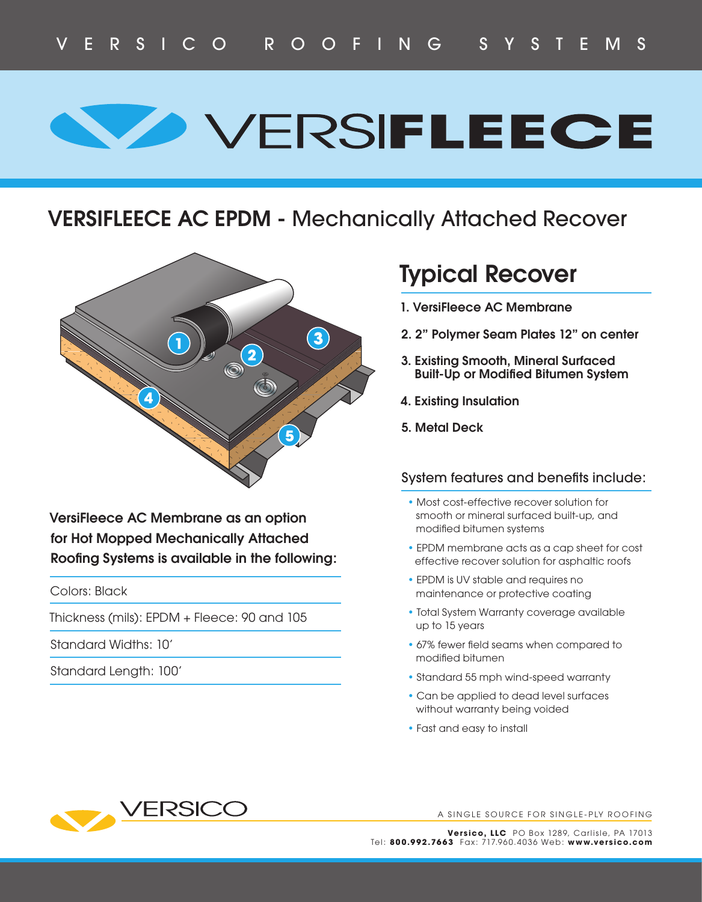VERSICO ROOFING SYSTEMS

# VERSIFLEECE

## VERSIFLEECE AC EPDM - Mechanically Attached Recover

## Typical Recover

1. VersiFleece AC Membrane
2. 2" Polymer Seam Plates 12" on center
3. Existing Smooth, Mineral Surfaced Built-Up or Modified Bitumen System
4. Existing Insulation
5. Metal Deck

**VersiFleece AC Membrane as an option for Hot Mopped Mechanically Attached Roofing Systems is available in the following:**

Colors: Black

Thickness (mils): EPDM + Fleece: 90 and 105

Standard Widths: 10'

Standard Length: 100'

### System features and benefits include:

- Most cost-effective recover solution for smooth or mineral surfaced built-up, and modified bitumen systems
- EPDM membrane acts as a cap sheet for cost effective recover solution for asphaltic roofs
- EPDM is UV stable and requires no maintenance or protective coating
- Total System Warranty coverage available up to 15 years
- 67% fewer field seams when compared to modified bitumen
- Standard 55 mph wind-speed warranty
- Can be applied to dead level surfaces without warranty being voided
- Fast and easy to install

VERSICO

A SINGLE SOURCE FOR SINGLE-PLY ROOFING

**Versico, LLC** PO Box 1289, Carlisle, PA 17013
Tel: **800.992.7663** Fax: 717.960.4036 Web: **www.versico.com**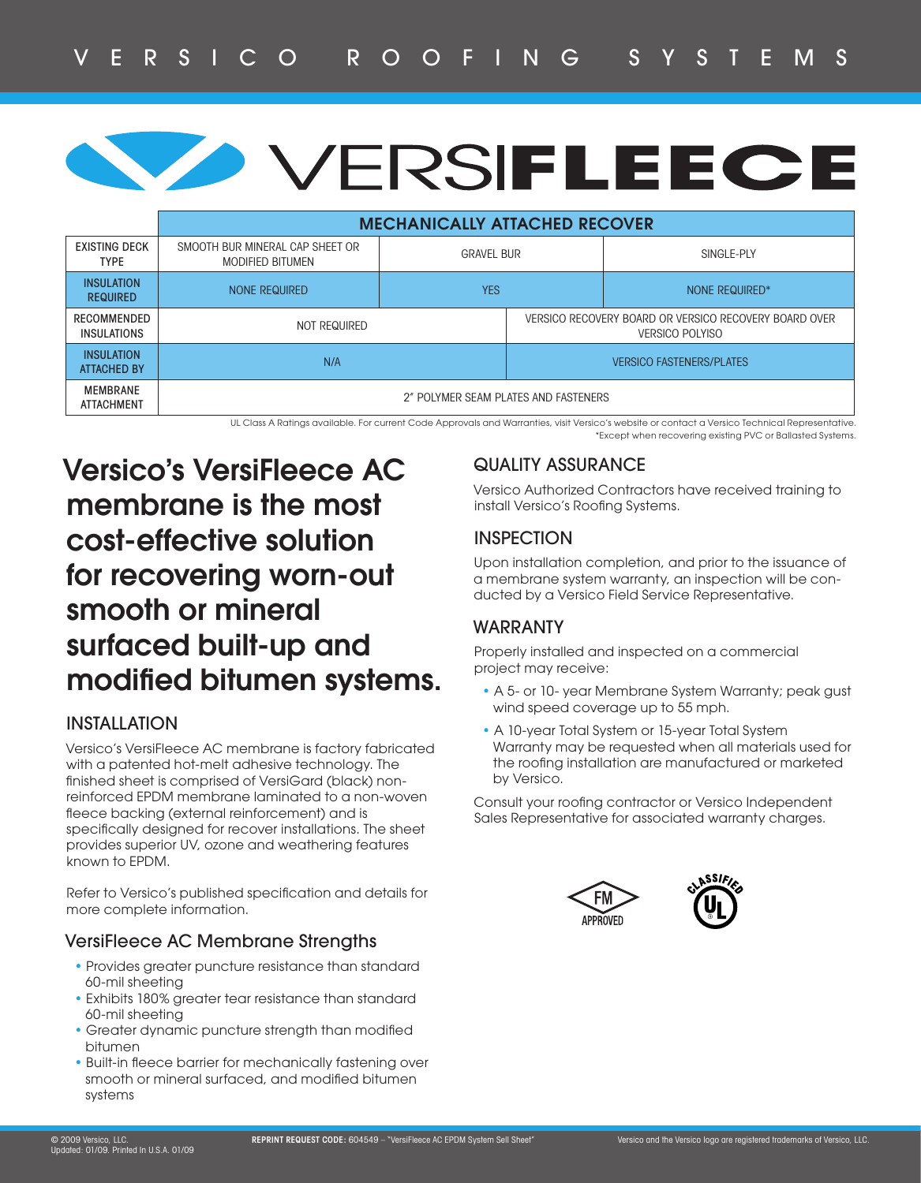# VERSIFLEECE

| | MECHANICALLY ATTACHED RECOVER | | |
|---|---|---|---|
| EXISTING DECK TYPE | SMOOTH BUR MINERAL CAP SHEET OR MODIFIED BITUMEN | GRAVEL BUR | SINGLE-PLY |
| INSULATION REQUIRED | NONE REQUIRED | YES | NONE REQUIRED* |
| RECOMMENDED INSULATIONS | NOT REQUIRED | VERSICO RECOVERY BOARD OR VERSICO RECOVERY BOARD OVER VERSICO POLYISO | |
| INSULATION ATTACHED BY | N/A | VERSICO FASTENERS/PLATES | |
| MEMBRANE ATTACHMENT | 2" POLYMER SEAM PLATES AND FASTENERS | | |

UL Class A Ratings available. For current Code Approvals and Warranties, visit Versico's website or contact a Versico Technical Representative.

*Except when recovering existing PVC or Ballasted Systems.

## Versico's VersiFleece AC membrane is the most cost-effective solution for recovering worn-out smooth or mineral surfaced built-up and modified bitumen systems.

### INSTALLATION

Versico's VersiFleece AC membrane is factory fabricated with a patented hot-melt adhesive technology. The finished sheet is comprised of VersiGard (black) non-reinforced EPDM membrane laminated to a non-woven fleece backing (external reinforcement) and is specifically designed for recover installations. The sheet provides superior UV, ozone and weathering features known to EPDM.

Refer to Versico's published specification and details for more complete information.

### VersiFleece AC Membrane Strengths

- Provides greater puncture resistance than standard 60-mil sheeting
- Exhibits 180% greater tear resistance than standard 60-mil sheeting
- Greater dynamic puncture strength than modified bitumen
- Built-in fleece barrier for mechanically fastening over smooth or mineral surfaced, and modified bitumen systems

### QUALITY ASSURANCE

Versico Authorized Contractors have received training to install Versico's Roofing Systems.

### INSPECTION

Upon installation completion, and prior to the issuance of a membrane system warranty, an inspection will be conducted by a Versico Field Service Representative.

### WARRANTY

Properly installed and inspected on a commercial project may receive:

- A 5- or 10- year Membrane System Warranty; peak gust wind speed coverage up to 55 mph.
- A 10-year Total System or 15-year Total System Warranty may be requested when all materials used for the roofing installation are manufactured or marketed by Versico.

Consult your roofing contractor or Versico Independent Sales Representative for associated warranty charges.

FM APPROVED

CLASSIFIED UL

© 2009 Versico, LLC.
Updated: 01/09. Printed In U.S.A. 01/09

**REPRINT REQUEST CODE:** 604549 – "VersiFleece AC EPDM System Sell Sheet"

Versico and the Versico logo are registered trademarks of Versico, LLC.